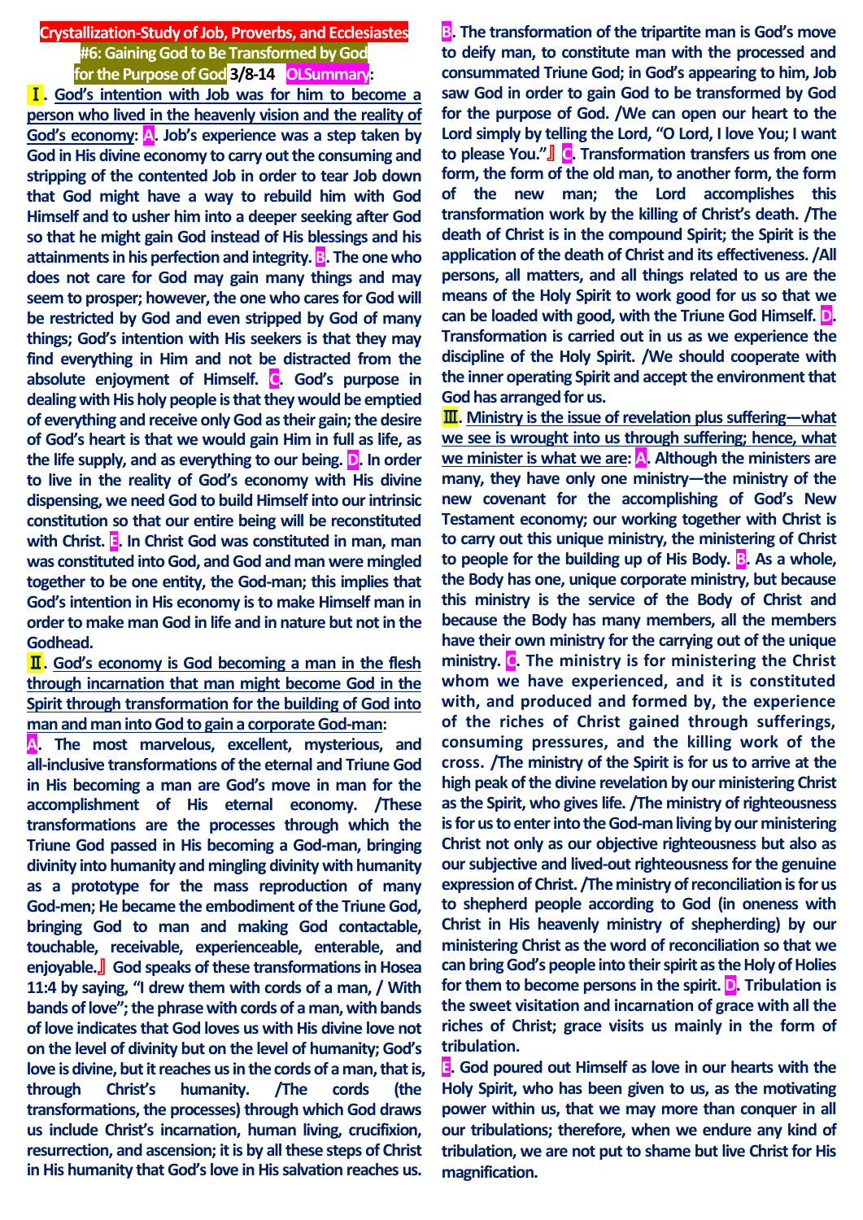# Crystallization-Study of Job, Proverbs, and Ecclesiastes

## #6: Gaining God to Be Transformed by God for the Purpose of God 3/8-14 OLSummary:

**Ⅰ. God's intention with Job was for him to become a person who lived in the heavenly vision and the reality of God's economy: A. Job's experience was a step taken by God in His divine economy to carry out the consuming and stripping of the contented Job in order to tear Job down that God might have a way to rebuild him with God Himself and to usher him into a deeper seeking after God so that he might gain God instead of His blessings and his attainments in his perfection and integrity. B. The one who does not care for God may gain many things and may seem to prosper; however, the one who cares for God will be restricted by God and even stripped by God of many things; God's intention with His seekers is that they may find everything in Him and not be distracted from the absolute enjoyment of Himself. C. God's purpose in dealing with His holy people is that they would be emptied of everything and receive only God as their gain; the desire of God's heart is that we would gain Him in full as life, as the life supply, and as everything to our being. D. In order to live in the reality of God's economy with His divine dispensing, we need God to build Himself into our intrinsic constitution so that our entire being will be reconstituted with Christ. E. In Christ God was constituted in man, man was constituted into God, and God and man were mingled together to be one entity, the God-man; this implies that God's intention in His economy is to make Himself man in order to make man God in life and in nature but not in the Godhead.**

**Ⅱ. God's economy is God becoming a man in the flesh through incarnation that man might become God in the Spirit through transformation for the building of God into man and man into God to gain a corporate God-man:**

**A. The most marvelous, excellent, mysterious, and all-inclusive transformations of the eternal and Triune God in His becoming a man are God's move in man for the accomplishment of His eternal economy. /These transformations are the processes through which the Triune God passed in His becoming a God-man, bringing divinity into humanity and mingling divinity with humanity as a prototype for the mass reproduction of many God-men; He became the embodiment of the Triune God, bringing God to man and making God contactable, touchable, receivable, experienceable, enterable, and enjoyable.』 God speaks of these transformations in Hosea 11:4 by saying, "I drew them with cords of a man, / With bands of love"; the phrase with cords of a man, with bands of love indicates that God loves us with His divine love not on the level of divinity but on the level of humanity; God's love is divine, but it reaches us in the cords of a man, that is, through Christ's humanity. /The cords (the transformations, the processes) through which God draws us include Christ's incarnation, human living, crucifixion, resurrection, and ascension; it is by all these steps of Christ in His humanity that God's love in His salvation reaches us.**

**B. The transformation of the tripartite man is God's move to deify man, to constitute man with the processed and consummated Triune God; in God's appearing to him, Job saw God in order to gain God to be transformed by God for the purpose of God. /We can open our heart to the Lord simply by telling the Lord, "O Lord, I love You; I want to please You."』 C. Transformation transfers us from one form, the form of the old man, to another form, the form of the new man; the Lord accomplishes this transformation work by the killing of Christ's death. /The death of Christ is in the compound Spirit; the Spirit is the application of the death of Christ and its effectiveness. /All persons, all matters, and all things related to us are the means of the Holy Spirit to work good for us so that we can be loaded with good, with the Triune God Himself. D. Transformation is carried out in us as we experience the discipline of the Holy Spirit. /We should cooperate with the inner operating Spirit and accept the environment that God has arranged for us.**

**Ⅲ. Ministry is the issue of revelation plus suffering—what we see is wrought into us through suffering; hence, what we minister is what we are: A. Although the ministers are many, they have only one ministry—the ministry of the new covenant for the accomplishing of God's New Testament economy; our working together with Christ is to carry out this unique ministry, the ministering of Christ to people for the building up of His Body. B. As a whole, the Body has one, unique corporate ministry, but because this ministry is the service of the Body of Christ and because the Body has many members, all the members have their own ministry for the carrying out of the unique ministry. C. The ministry is for ministering the Christ whom we have experienced, and it is constituted with, and produced and formed by, the experience of the riches of Christ gained through sufferings, consuming pressures, and the killing work of the cross. /The ministry of the Spirit is for us to arrive at the high peak of the divine revelation by our ministering Christ as the Spirit, who gives life. /The ministry of righteousness is for us to enter into the God-man living by our ministering Christ not only as our objective righteousness but also as our subjective and lived-out righteousness for the genuine expression of Christ. /The ministry of reconciliation is for us to shepherd people according to God (in oneness with Christ in His heavenly ministry of shepherding) by our ministering Christ as the word of reconciliation so that we can bring God's people into their spirit as the Holy of Holies for them to become persons in the spirit. D. Tribulation is the sweet visitation and incarnation of grace with all the riches of Christ; grace visits us mainly in the form of tribulation.**

**E. God poured out Himself as love in our hearts with the Holy Spirit, who has been given to us, as the motivating power within us, that we may more than conquer in all our tribulations; therefore, when we endure any kind of tribulation, we are not put to shame but live Christ for His magnification.**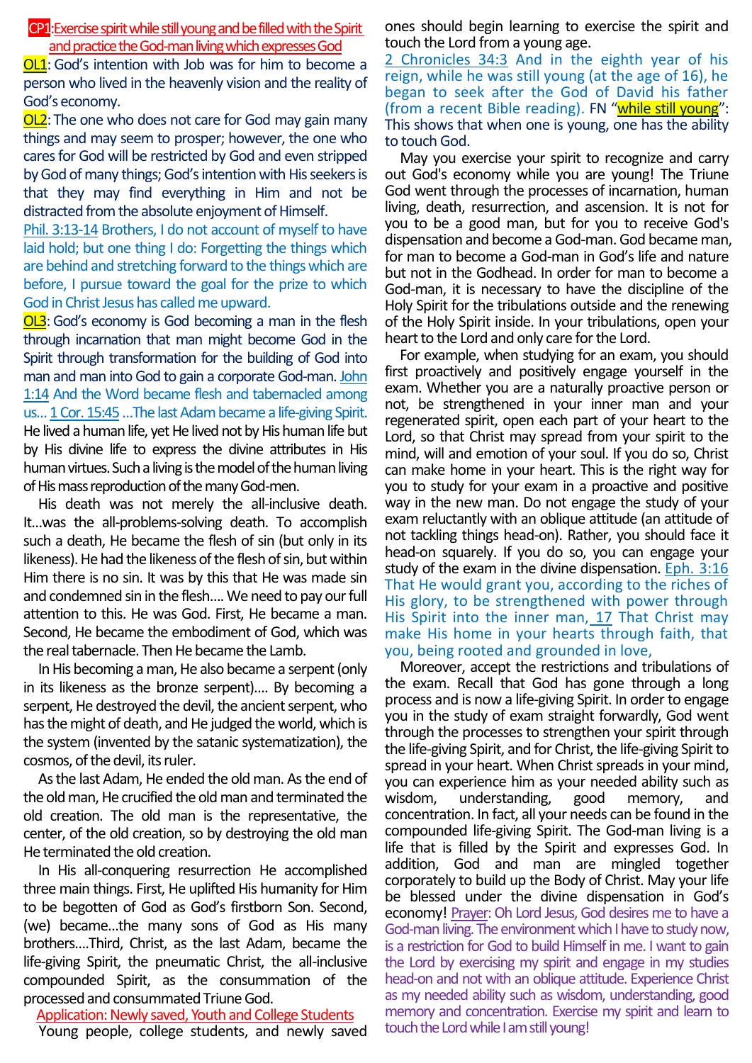**CP1**: Exercise spirit while still young and be filled with the Spirit and practice the God-man living which expresses God

**OL1**: God's intention with Job was for him to become a person who lived in the heavenly vision and the reality of God's economy.

**OL2**: The one who does not care for God may gain many things and may seem to prosper; however, the one who cares for God will be restricted by God and even stripped by God of many things; God's intention with His seekers is that they may find everything in Him and not be distracted from the absolute enjoyment of Himself.

Phil. 3:13-14 Brothers, I do not account of myself to have laid hold; but one thing I do: Forgetting the things which are behind and stretching forward to the things which are before, I pursue toward the goal for the prize to which God in Christ Jesus has called me upward.

**OL3**: God's economy is God becoming a man in the flesh through incarnation that man might become God in the Spirit through transformation for the building of God into man and man into God to gain a corporate God-man. John 1:14 And the Word became flesh and tabernacled among us… 1 Cor. 15:45 …The last Adam became a life-giving Spirit.

He lived a human life, yet He lived not by His human life but by His divine life to express the divine attributes in His human virtues. Such a living is the model of the human living of His mass reproduction of the many God-men.

His death was not merely the all-inclusive death. It…was the all-problems-solving death. To accomplish such a death, He became the flesh of sin (but only in its likeness). He had the likeness of the flesh of sin, but within Him there is no sin. It was by this that He was made sin and condemned sin in the flesh…. We need to pay our full attention to this. He was God. First, He became a man. Second, He became the embodiment of God, which was the real tabernacle. Then He became the Lamb.

In His becoming a man, He also became a serpent (only in its likeness as the bronze serpent)…. By becoming a serpent, He destroyed the devil, the ancient serpent, who has the might of death, and He judged the world, which is the system (invented by the satanic systematization), the cosmos, of the devil, its ruler.

As the last Adam, He ended the old man. As the end of the old man, He crucified the old man and terminated the old creation. The old man is the representative, the center, of the old creation, so by destroying the old man He terminated the old creation.

In His all-conquering resurrection He accomplished three main things. First, He uplifted His humanity for Him to be begotten of God as God's firstborn Son. Second, (we) became…the many sons of God as His many brothers….Third, Christ, as the last Adam, became the life-giving Spirit, the pneumatic Christ, the all-inclusive compounded Spirit, as the consummation of the processed and consummated Triune God.

**Application: Newly saved, Youth and College Students**

Young people, college students, and newly saved ones should begin learning to exercise the spirit and touch the Lord from a young age.

2 Chronicles 34:3 And in the eighth year of his reign, while he was still young (at the age of 16), he began to seek after the God of David his father (from a recent Bible reading). FN "while still young": This shows that when one is young, one has the ability to touch God.

May you exercise your spirit to recognize and carry out God's economy while you are young! The Triune God went through the processes of incarnation, human living, death, resurrection, and ascension. It is not for you to be a good man, but for you to receive God's dispensation and become a God-man. God became man, for man to become a God-man in God's life and nature but not in the Godhead. In order for man to become a God-man, it is necessary to have the discipline of the Holy Spirit for the tribulations outside and the renewing of the Holy Spirit inside. In your tribulations, open your heart to the Lord and only care for the Lord.

For example, when studying for an exam, you should first proactively and positively engage yourself in the exam. Whether you are a naturally proactive person or not, be strengthened in your inner man and your regenerated spirit, open each part of your heart to the Lord, so that Christ may spread from your spirit to the mind, will and emotion of your soul. If you do so, Christ can make home in your heart. This is the right way for you to study for your exam in a proactive and positive way in the new man. Do not engage the study of your exam reluctantly with an oblique attitude (an attitude of not tackling things head-on). Rather, you should face it head-on squarely. If you do so, you can engage your study of the exam in the divine dispensation. Eph. 3:16 That He would grant you, according to the riches of His glory, to be strengthened with power through His Spirit into the inner man, 17 That Christ may make His home in your hearts through faith, that you, being rooted and grounded in love,

Moreover, accept the restrictions and tribulations of the exam. Recall that God has gone through a long process and is now a life-giving Spirit. In order to engage you in the study of exam straight forwardly, God went through the processes to strengthen your spirit through the life-giving Spirit, and for Christ, the life-giving Spirit to spread in your heart. When Christ spreads in your mind, you can experience him as your needed ability such as wisdom, understanding, good memory, and concentration. In fact, all your needs can be found in the compounded life-giving Spirit. The God-man living is a life that is filled by the Spirit and expresses God. In addition, God and man are mingled together corporately to build up the Body of Christ. May your life be blessed under the divine dispensation in God's economy! Prayer: Oh Lord Jesus, God desires me to have a God-man living. The environment which I have to study now, is a restriction for God to build Himself in me. I want to gain the Lord by exercising my spirit and engage in my studies head-on and not with an oblique attitude. Experience Christ as my needed ability such as wisdom, understanding, good memory and concentration. Exercise my spirit and learn to touch the Lord while I am still young!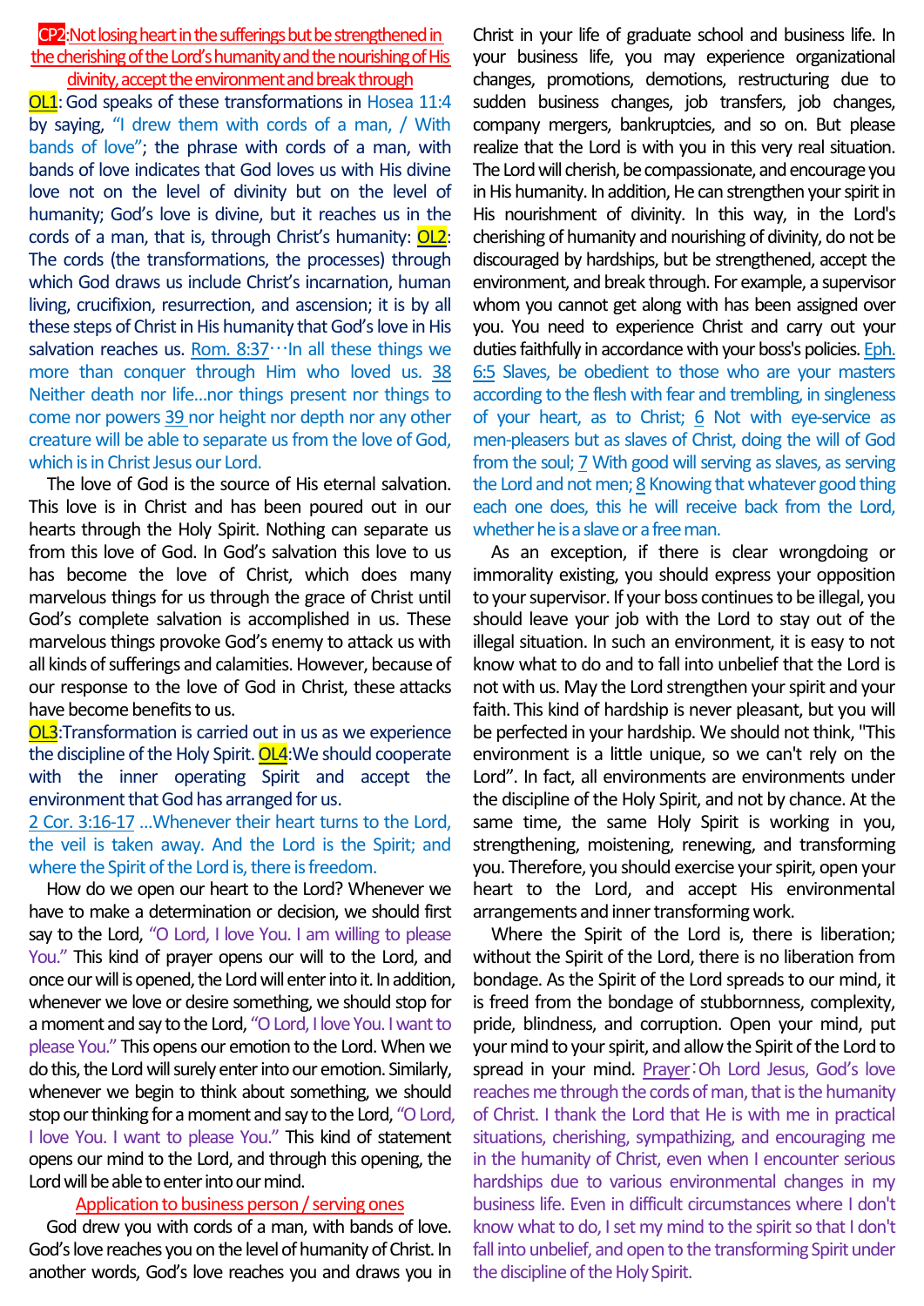**CP2**:Not losing heart in the sufferings but be strengthened in the cherishing of the Lord's humanity and the nourishing of His divinity, accept the environment and break through

**OL1**: God speaks of these transformations in Hosea 11:4 by saying, "I drew them with cords of a man, / With bands of love"; the phrase with cords of a man, with bands of love indicates that God loves us with His divine love not on the level of divinity but on the level of humanity; God's love is divine, but it reaches us in the cords of a man, that is, through Christ's humanity: **OL2**: The cords (the transformations, the processes) through which God draws us include Christ's incarnation, human living, crucifixion, resurrection, and ascension; it is by all these steps of Christ in His humanity that God's love in His salvation reaches us. Rom. 8:37…In all these things we more than conquer through Him who loved us. 38 Neither death nor life…nor things present nor things to come nor powers 39 nor height nor depth nor any other creature will be able to separate us from the love of God, which is in Christ Jesus our Lord.

The love of God is the source of His eternal salvation. This love is in Christ and has been poured out in our hearts through the Holy Spirit. Nothing can separate us from this love of God. In God's salvation this love to us has become the love of Christ, which does many marvelous things for us through the grace of Christ until God's complete salvation is accomplished in us. These marvelous things provoke God's enemy to attack us with all kinds of sufferings and calamities. However, because of our response to the love of God in Christ, these attacks have become benefits to us.

**OL3**:Transformation is carried out in us as we experience the discipline of the Holy Spirit. **OL4**:We should cooperate with the inner operating Spirit and accept the environment that God has arranged for us.

2 Cor. 3:16-17 …Whenever their heart turns to the Lord, the veil is taken away. And the Lord is the Spirit; and where the Spirit of the Lord is, there is freedom.

How do we open our heart to the Lord? Whenever we have to make a determination or decision, we should first say to the Lord, "O Lord, I love You. I am willing to please You." This kind of prayer opens our will to the Lord, and once our will is opened, the Lord will enter into it. In addition, whenever we love or desire something, we should stop for a moment and say to the Lord, "O Lord, I love You. I want to please You." This opens our emotion to the Lord. When we do this, the Lord will surely enter into our emotion. Similarly, whenever we begin to think about something, we should stop our thinking for a moment and say to the Lord, "O Lord, I love You. I want to please You." This kind of statement opens our mind to the Lord, and through this opening, the Lord will be able to enter into our mind.

Application to business person / serving ones

God drew you with cords of a man, with bands of love. God's love reaches you on the level of humanity of Christ. In another words, God's love reaches you and draws you in Christ in your life of graduate school and business life. In your business life, you may experience organizational changes, promotions, demotions, restructuring due to sudden business changes, job transfers, job changes, company mergers, bankruptcies, and so on. But please realize that the Lord is with you in this very real situation. The Lord will cherish, be compassionate, and encourage you in His humanity. In addition, He can strengthen your spirit in His nourishment of divinity. In this way, in the Lord's cherishing of humanity and nourishing of divinity, do not be discouraged by hardships, but be strengthened, accept the environment, and break through. For example, a supervisor whom you cannot get along with has been assigned over you. You need to experience Christ and carry out your duties faithfully in accordance with your boss's policies. Eph. 6:5 Slaves, be obedient to those who are your masters according to the flesh with fear and trembling, in singleness of your heart, as to Christ; 6 Not with eye-service as men-pleasers but as slaves of Christ, doing the will of God from the soul; 7 With good will serving as slaves, as serving the Lord and not men; 8 Knowing that whatever good thing each one does, this he will receive back from the Lord, whether he is a slave or a free man.

As an exception, if there is clear wrongdoing or immorality existing, you should express your opposition to your supervisor. If your boss continues to be illegal, you should leave your job with the Lord to stay out of the illegal situation. In such an environment, it is easy to not know what to do and to fall into unbelief that the Lord is not with us. May the Lord strengthen your spirit and your faith. This kind of hardship is never pleasant, but you will be perfected in your hardship. We should not think, "This environment is a little unique, so we can't rely on the Lord". In fact, all environments are environments under the discipline of the Holy Spirit, and not by chance. At the same time, the same Holy Spirit is working in you, strengthening, moistening, renewing, and transforming you. Therefore, you should exercise your spirit, open your heart to the Lord, and accept His environmental arrangements and inner transforming work.

Where the Spirit of the Lord is, there is liberation; without the Spirit of the Lord, there is no liberation from bondage. As the Spirit of the Lord spreads to our mind, it is freed from the bondage of stubbornness, complexity, pride, blindness, and corruption. Open your mind, put your mind to your spirit, and allow the Spirit of the Lord to spread in your mind. Prayer：Oh Lord Jesus, God's love reaches me through the cords of man, that is the humanity of Christ. I thank the Lord that He is with me in practical situations, cherishing, sympathizing, and encouraging me in the humanity of Christ, even when I encounter serious hardships due to various environmental changes in my business life. Even in difficult circumstances where I don't know what to do, I set my mind to the spirit so that I don't fall into unbelief, and open to the transforming Spirit under the discipline of the Holy Spirit.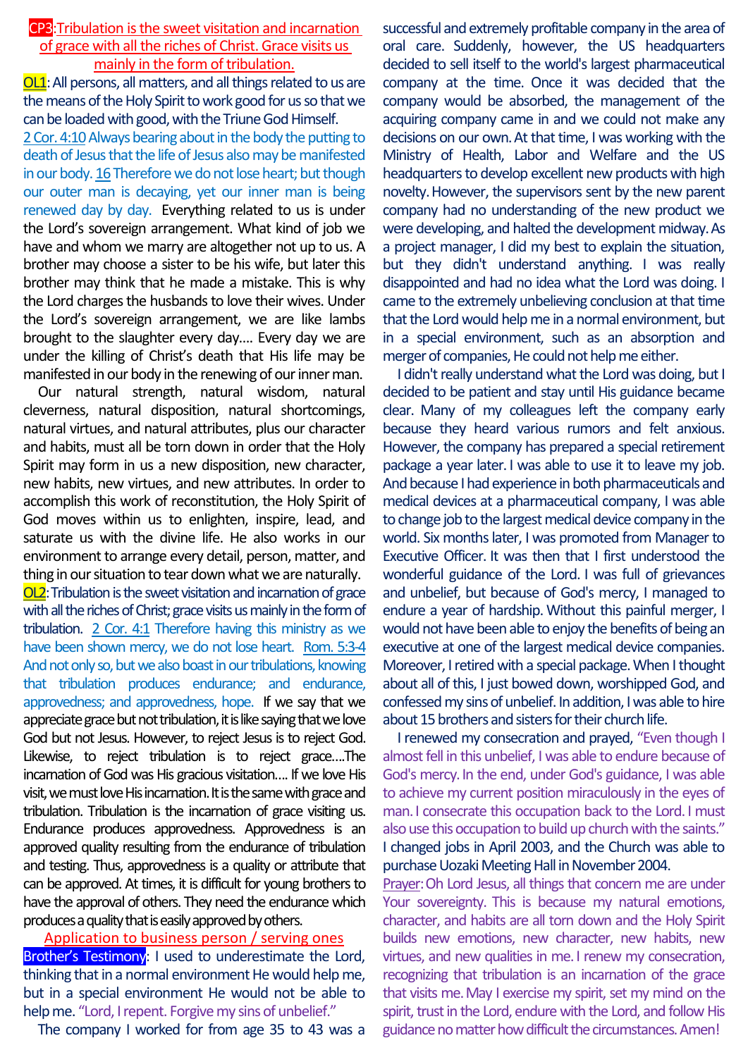## CP3: Tribulation is the sweet visitation and incarnation of grace with all the riches of Christ. Grace visits us mainly in the form of tribulation.

**OL1**: All persons, all matters, and all things related to us are the means of the Holy Spirit to work good for us so that we can be loaded with good, with the Triune God Himself.

2 Cor. 4:10 Always bearing about in the body the putting to death of Jesus that the life of Jesus also may be manifested in our body. 16 Therefore we do not lose heart; but though our outer man is decaying, yet our inner man is being renewed day by day. Everything related to us is under the Lord's sovereign arrangement. What kind of job we have and whom we marry are altogether not up to us. A brother may choose a sister to be his wife, but later this brother may think that he made a mistake. This is why the Lord charges the husbands to love their wives. Under the Lord's sovereign arrangement, we are like lambs brought to the slaughter every day.... Every day we are under the killing of Christ's death that His life may be manifested in our body in the renewing of our inner man.

Our natural strength, natural wisdom, natural cleverness, natural disposition, natural shortcomings, natural virtues, and natural attributes, plus our character and habits, must all be torn down in order that the Holy Spirit may form in us a new disposition, new character, new habits, new virtues, and new attributes. In order to accomplish this work of reconstitution, the Holy Spirit of God moves within us to enlighten, inspire, lead, and saturate us with the divine life. He also works in our environment to arrange every detail, person, matter, and thing in our situation to tear down what we are naturally.

**OL2**: Tribulation is the sweet visitation and incarnation of grace with all the riches of Christ; grace visits us mainly in the form of tribulation. 2 Cor. 4:1 Therefore having this ministry as we have been shown mercy, we do not lose heart. Rom. 5:3-4 And not only so, but we also boast in our tribulations, knowing that tribulation produces endurance; and endurance, approvedness; and approvedness, hope. If we say that we appreciate grace but not tribulation, it is like saying that we love God but not Jesus. However, to reject Jesus is to reject God. Likewise, to reject tribulation is to reject grace....The incarnation of God was His gracious visitation.... If we love His visit, we must love His incarnation. It is the same with grace and tribulation. Tribulation is the incarnation of grace visiting us. Endurance produces approvedness. Approvedness is an approved quality resulting from the endurance of tribulation and testing. Thus, approvedness is a quality or attribute that can be approved. At times, it is difficult for young brothers to have the approval of others. They need the endurance which produces a quality that is easily approved by others.

### Application to business person / serving ones

**Brother's Testimony**: I used to underestimate the Lord, thinking that in a normal environment He would help me, but in a special environment He would not be able to help me. "Lord, I repent. Forgive my sins of unbelief."

The company I worked for from age 35 to 43 was a successful and extremely profitable company in the area of oral care. Suddenly, however, the US headquarters decided to sell itself to the world's largest pharmaceutical company at the time. Once it was decided that the company would be absorbed, the management of the acquiring company came in and we could not make any decisions on our own. At that time, I was working with the Ministry of Health, Labor and Welfare and the US headquarters to develop excellent new products with high novelty. However, the supervisors sent by the new parent company had no understanding of the new product we were developing, and halted the development midway. As a project manager, I did my best to explain the situation, but they didn't understand anything. I was really disappointed and had no idea what the Lord was doing. I came to the extremely unbelieving conclusion at that time that the Lord would help me in a normal environment, but in a special environment, such as an absorption and merger of companies, He could not help me either.

I didn't really understand what the Lord was doing, but I decided to be patient and stay until His guidance became clear. Many of my colleagues left the company early because they heard various rumors and felt anxious. However, the company has prepared a special retirement package a year later. I was able to use it to leave my job. And because I had experience in both pharmaceuticals and medical devices at a pharmaceutical company, I was able to change job to the largest medical device company in the world. Six months later, I was promoted from Manager to Executive Officer. It was then that I first understood the wonderful guidance of the Lord. I was full of grievances and unbelief, but because of God's mercy, I managed to endure a year of hardship. Without this painful merger, I would not have been able to enjoy the benefits of being an executive at one of the largest medical device companies. Moreover, I retired with a special package. When I thought about all of this, I just bowed down, worshipped God, and confessed my sins of unbelief. In addition, I was able to hire about 15 brothers and sisters for their church life.

I renewed my consecration and prayed, "Even though I almost fell in this unbelief, I was able to endure because of God's mercy. In the end, under God's guidance, I was able to achieve my current position miraculously in the eyes of man. I consecrate this occupation back to the Lord. I must also use this occupation to build up church with the saints." I changed jobs in April 2003, and the Church was able to purchase Uozaki Meeting Hall in November 2004.

Prayer: Oh Lord Jesus, all things that concern me are under Your sovereignty. This is because my natural emotions, character, and habits are all torn down and the Holy Spirit builds new emotions, new character, new habits, new virtues, and new qualities in me. I renew my consecration, recognizing that tribulation is an incarnation of the grace that visits me. May I exercise my spirit, set my mind on the spirit, trust in the Lord, endure with the Lord, and follow His guidance no matter how difficult the circumstances. Amen!